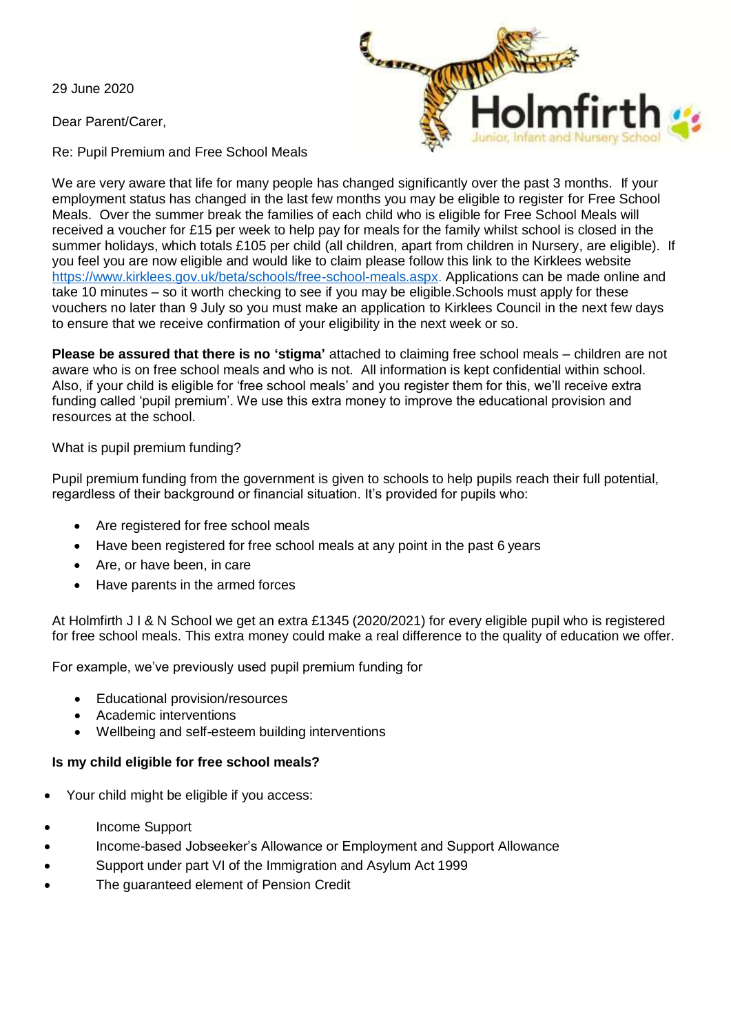29 June 2020

Dear Parent/Carer,

Re: Pupil Premium and Free School Meals

We are very aware that life for many people has changed significantly over the past 3 months. If your employment status has changed in the last few months you may be eligible to register for Free School Meals. Over the summer break the families of each child who is eligible for Free School Meals will received a voucher for £15 per week to help pay for meals for the family whilst school is closed in the summer holidays, which totals £105 per child (all children, apart from children in Nursery, are eligible). If you feel you are now eligible and would like to claim please follow this link to the Kirklees website [https://www.kirklees.gov.uk/beta/schools/free-school-meals.aspx](https://www.kirklees.gov.uk/beta/schools/free-school-meals.aspx). Applications can be made online and take 10 minutes – so it worth checking to see if you may be eligible.Schools must apply for these vouchers no later than 9 July so you must make an application to Kirklees Council in the next few days to ensure that we receive confirmation of your eligibility in the next week or so.

**Please be assured that there is no 'stigma'** attached to claiming free school meals – children are not aware who is on free school meals and who is not. All information is kept confidential within school. Also, if your child is eligible for 'free school meals' and you register them for this, we'll receive extra funding called 'pupil premium'. We use this extra money to improve the educational provision and resources at the school.

What is pupil premium funding?

Pupil premium funding from the government is given to schools to help pupils reach their full potential, regardless of their background or financial situation. It's provided for pupils who:

- Are registered for free school meals
- Have been registered for free school meals at any point in the past 6 years
- Are, or have been, in care
- Have parents in the armed forces

At Holmfirth J I & N School we get an extra £1345 (2020/2021) for every eligible pupil who is registered for free school meals. This extra money could make a real difference to the quality of education we offer.

For example, we've previously used pupil premium funding for

- Educational provision/resources
- Academic interventions
- Wellbeing and self-esteem building interventions

**Is my child eligible for free school meals?**

- Your child might be eligible if you access:
- Income Support
- Income-based Jobseeker's Allowance or Employment and Support Allowance
- Support under part VI of the Immigration and Asylum Act 1999
- The guaranteed element of Pension Credit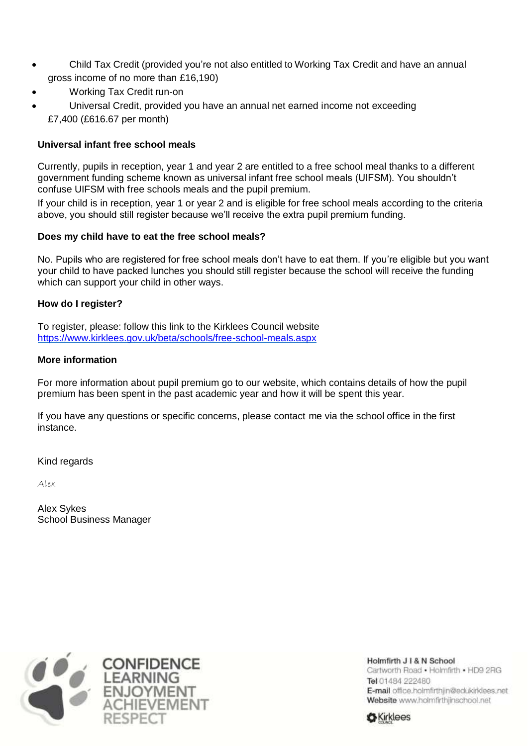- Child Tax Credit (provided you're not also entitled to Working Tax Credit and have an annual gross income of no more than £16,190)
- Working Tax Credit run-on
- Universal Credit, provided you have an annual net earned income not exceeding £7,400 (£616.67 per month)

**Universal infant free school meals**

Currently, pupils in reception, year 1 and year 2 are entitled to a free school meal thanks to a different government funding scheme known as universal infant free school meals (UIFSM). You shouldn't confuse UIFSM with free schools meals and the pupil premium.

If your child is in reception, year 1 or year 2 and is eligible for free school meals according to the criteria above, you should still register because we'll receive the extra pupil premium funding.

**Does my child have to eat the free school meals?**

No. Pupils who are registered for free school meals don't have to eat them. If you're eligible but you want your child to have packed lunches you should still register because the school will receive the funding which can support your child in other ways.

**How do I register?**

To register, please: follow this link to the Kirklees Council website
https://www.kirklees.gov.uk/beta/schools/free-school-meals.aspx

**More information**

For more information about pupil premium go to our website, which contains details of how the pupil premium has been spent in the past academic year and how it will be spent this year.

If you have any questions or specific concerns, please contact me via the school office in the first instance.

Kind regards

*Alex*

Alex Sykes
School Business Manager

CONFIDENCE
LEARNING
ENJOYMENT
ACHIEVEMENT
RESPECT

**Holmfirth J I & N School**
Cartworth Road • Holmfirth • HD9 2RG
**Tel** 01484 222480
**E-mail** office.holmfirthjin@edukirklees.net
**Website** www.holmfirthjinschool.net

Kirklees